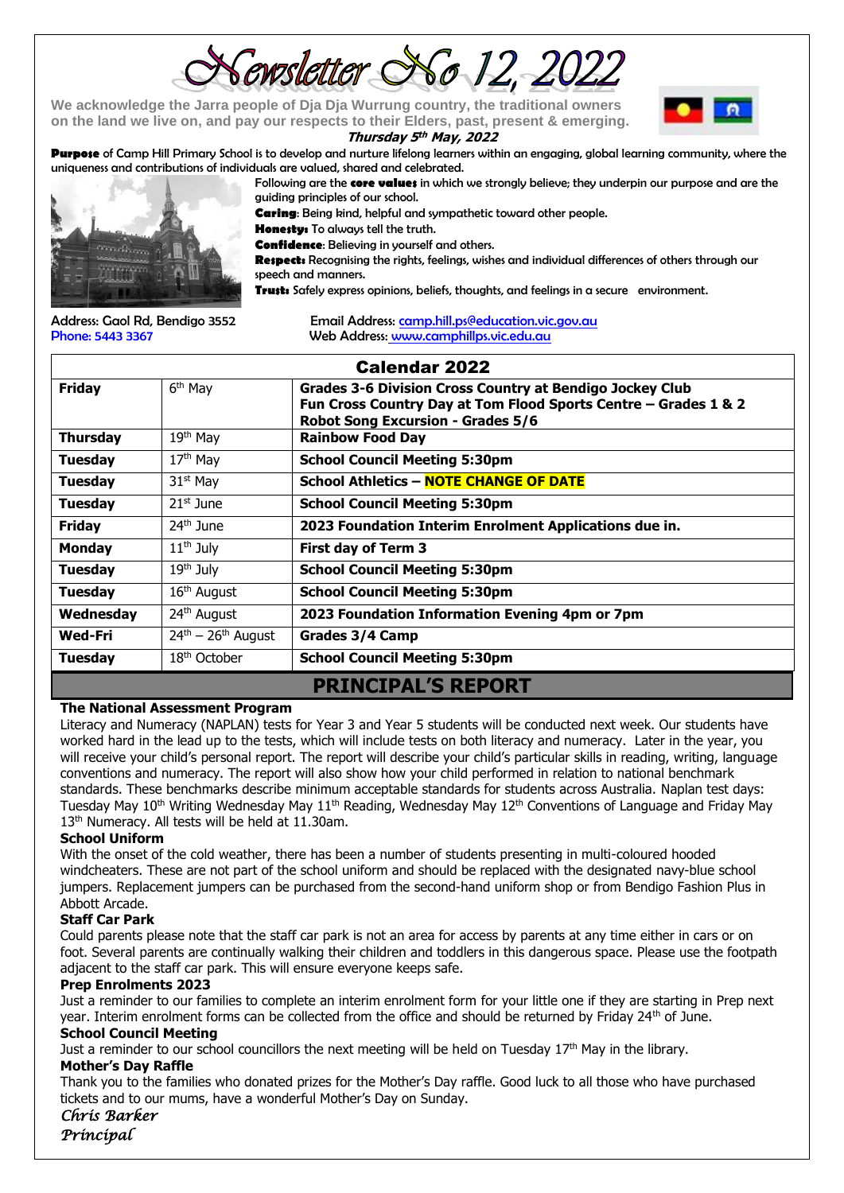# Newsletter No 12, 2022

We acknowledge the Jarra people of Dja Dja Wurrung country, the traditional owners on the land we live on, and pay our respects to their Elders, past, present & emerging.

***Thursday 5th May, 2022***

**Purpose** of Camp Hill Primary School is to develop and nurture lifelong learners within an engaging, global learning community, where the uniqueness and contributions of individuals are valued, shared and celebrated.

Following are the **core values** in which we strongly believe; they underpin our purpose and are the guiding principles of our school.

**Caring**: Being kind, helpful and sympathetic toward other people.

**Honesty:** To always tell the truth.

**Confidence**: Believing in yourself and others.

**Respect:** Recognising the rights, feelings, wishes and individual differences of others through our speech and manners.

**Trust:** Safely express opinions, beliefs, thoughts, and feelings in a secure environment.

Address: Gaol Rd, Bendigo 3552
Phone: 5443 3367

Email Address: camp.hill.ps@education.vic.gov.au
Web Address: www.camphillps.vic.edu.au

| Calendar 2022 | | |
|---|---|---|
| **Friday** | 6th May | **Grades 3-6 Division Cross Country at Bendigo Jockey Club**<br>**Fun Cross Country Day at Tom Flood Sports Centre – Grades 1 & 2**<br>**Robot Song Excursion - Grades 5/6** |
| **Thursday** | 19th May | **Rainbow Food Day** |
| **Tuesday** | 17th May | **School Council Meeting 5:30pm** |
| **Tuesday** | 31st May | **School Athletics – NOTE CHANGE OF DATE** |
| **Tuesday** | 21st June | **School Council Meeting 5:30pm** |
| **Friday** | 24th June | **2023 Foundation Interim Enrolment Applications due in.** |
| **Monday** | 11th July | **First day of Term 3** |
| **Tuesday** | 19th July | **School Council Meeting 5:30pm** |
| **Tuesday** | 16th August | **School Council Meeting 5:30pm** |
| **Wednesday** | 24th August | **2023 Foundation Information Evening 4pm or 7pm** |
| **Wed-Fri** | 24th – 26th August | **Grades 3/4 Camp** |
| **Tuesday** | 18th October | **School Council Meeting 5:30pm** |

## PRINCIPAL'S REPORT

**The National Assessment Program**

Literacy and Numeracy (NAPLAN) tests for Year 3 and Year 5 students will be conducted next week. Our students have worked hard in the lead up to the tests, which will include tests on both literacy and numeracy. Later in the year, you will receive your child's personal report. The report will describe your child's particular skills in reading, writing, language conventions and numeracy. The report will also show how your child performed in relation to national benchmark standards. These benchmarks describe minimum acceptable standards for students across Australia. Naplan test days: Tuesday May 10th Writing Wednesday May 11th Reading, Wednesday May 12th Conventions of Language and Friday May 13th Numeracy. All tests will be held at 11.30am.

**School Uniform**

With the onset of the cold weather, there has been a number of students presenting in multi-coloured hooded windcheaters. These are not part of the school uniform and should be replaced with the designated navy-blue school jumpers. Replacement jumpers can be purchased from the second-hand uniform shop or from Bendigo Fashion Plus in Abbott Arcade.

**Staff Car Park**

Could parents please note that the staff car park is not an area for access by parents at any time either in cars or on foot. Several parents are continually walking their children and toddlers in this dangerous space. Please use the footpath adjacent to the staff car park. This will ensure everyone keeps safe.

**Prep Enrolments 2023**

Just a reminder to our families to complete an interim enrolment form for your little one if they are starting in Prep next year. Interim enrolment forms can be collected from the office and should be returned by Friday 24th of June.

**School Council Meeting**

Just a reminder to our school councillors the next meeting will be held on Tuesday 17th May in the library.

**Mother's Day Raffle**

Thank you to the families who donated prizes for the Mother's Day raffle. Good luck to all those who have purchased tickets and to our mums, have a wonderful Mother's Day on Sunday.

*Chris Barker*
*Principal*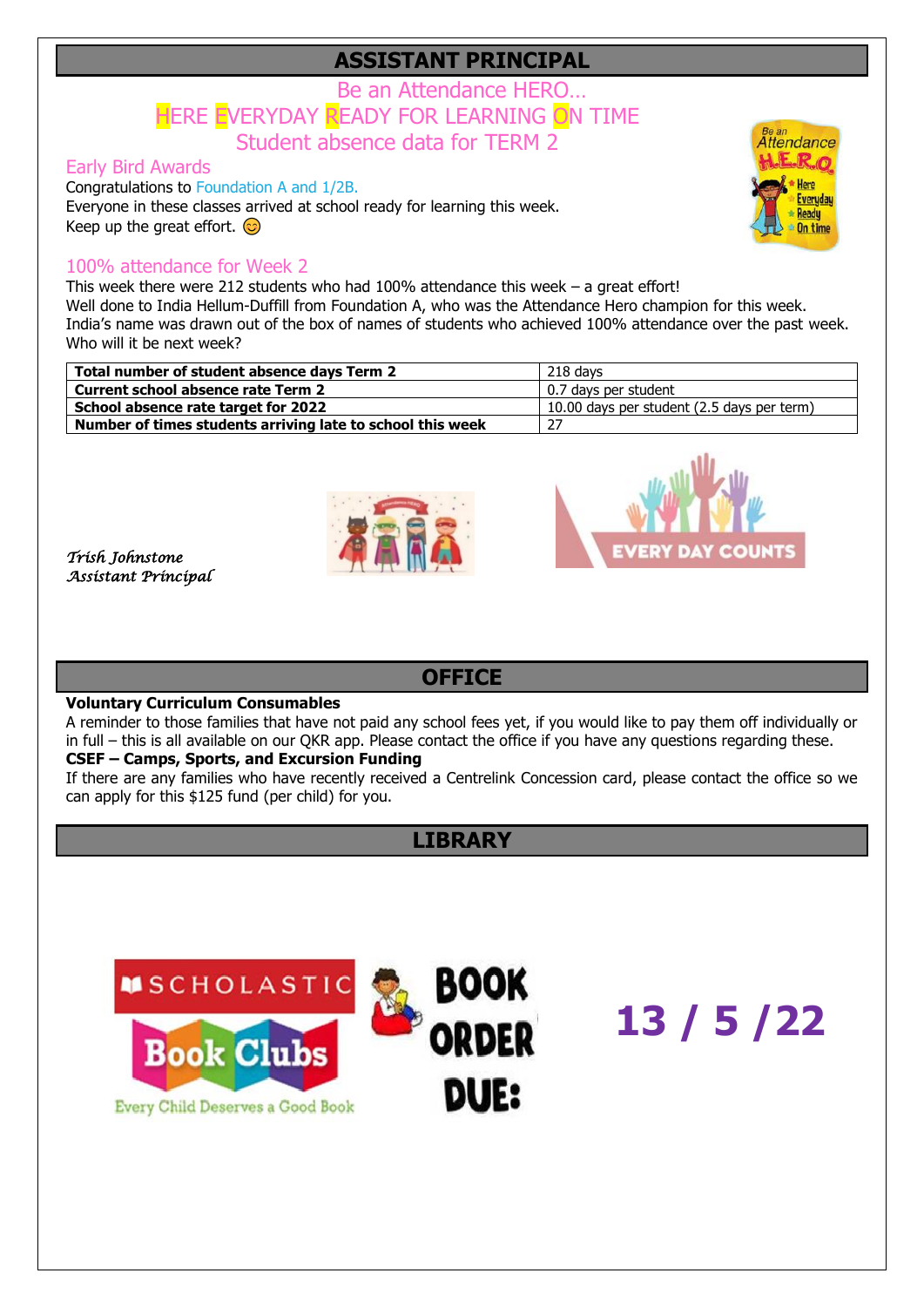## ASSISTANT PRINCIPAL

Be an Attendance HERO…

HERE EVERYDAY READY FOR LEARNING ON TIME

Student absence data for TERM 2

### Early Bird Awards

Congratulations to Foundation A and 1/2B.

Everyone in these classes arrived at school ready for learning this week.

Keep up the great effort. 😊

### 100% attendance for Week 2

This week there were 212 students who had 100% attendance this week – a great effort!

Well done to India Hellum-Duffill from Foundation A, who was the Attendance Hero champion for this week. India's name was drawn out of the box of names of students who achieved 100% attendance over the past week. Who will it be next week?

| | |
|---|---|
| **Total number of student absence days Term 2** | 218 days |
| **Current school absence rate Term 2** | 0.7 days per student |
| **School absence rate target for 2022** | 10.00 days per student (2.5 days per term) |
| **Number of times students arriving late to school this week** | 27 |

*Trish Johnstone*
*Assistant Principal*

## OFFICE

**Voluntary Curriculum Consumables**

A reminder to those families that have not paid any school fees yet, if you would like to pay them off individually or in full – this is all available on our QKR app. Please contact the office if you have any questions regarding these.

**CSEF – Camps, Sports, and Excursion Funding**

If there are any families who have recently received a Centrelink Concession card, please contact the office so we can apply for this $125 fund (per child) for you.

## LIBRARY

SCHOLASTIC Book Clubs – Every Child Deserves a Good Book

BOOK ORDER DUE: **13 / 5 /22**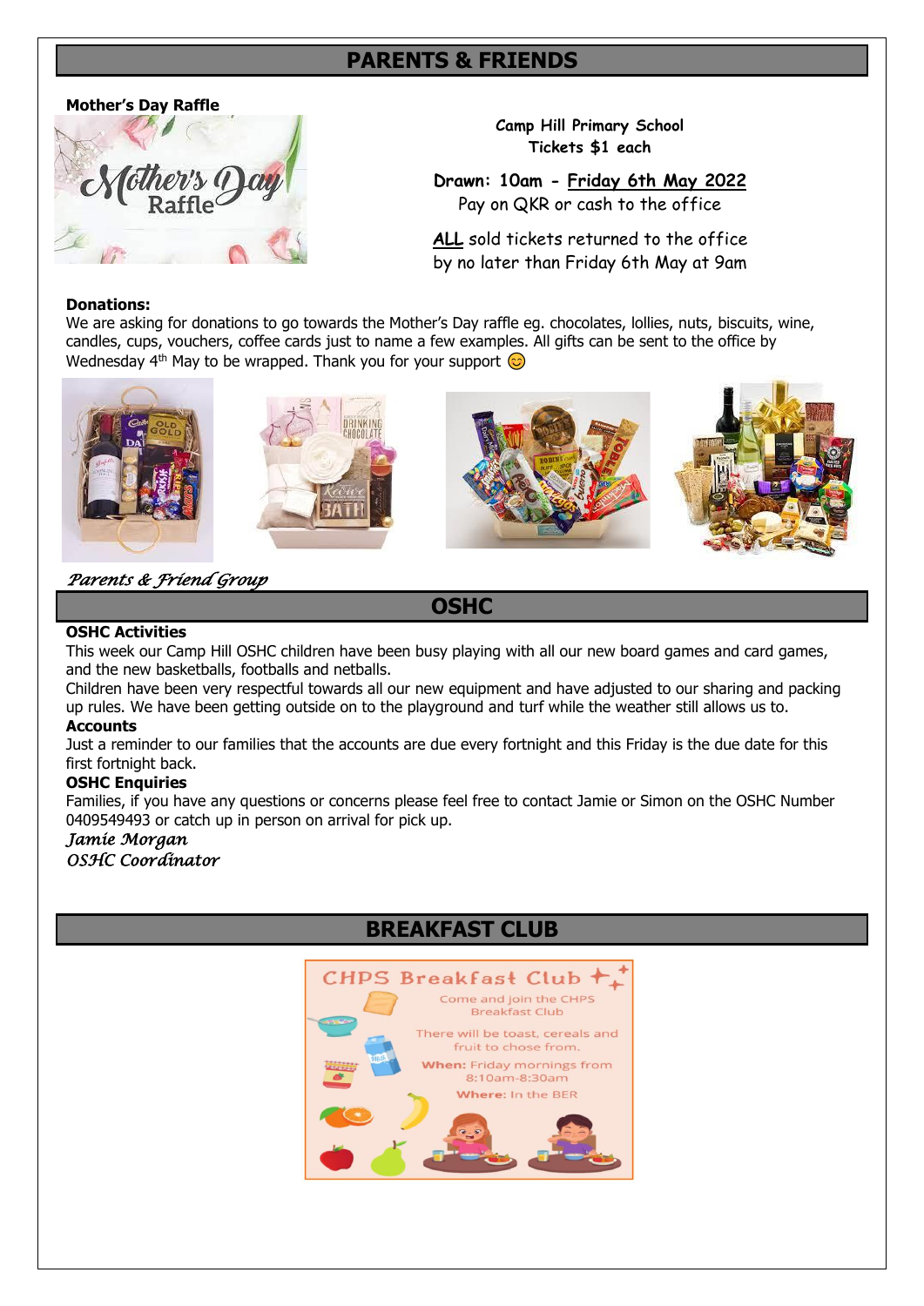## PARENTS & FRIENDS

**Mother's Day Raffle**

**Camp Hill Primary School**
**Tickets $1 each**

**Drawn: 10am - Friday 6th May 2022**
Pay on QKR or cash to the office

**ALL** sold tickets returned to the office by no later than Friday 6th May at 9am

**Donations:**

We are asking for donations to go towards the Mother's Day raffle eg. chocolates, lollies, nuts, biscuits, wine, candles, cups, vouchers, coffee cards just to name a few examples. All gifts can be sent to the office by Wednesday 4th May to be wrapped. Thank you for your support 😊

*Parents & Friend Group*

## OSHC

**OSHC Activities**

This week our Camp Hill OSHC children have been busy playing with all our new board games and card games, and the new basketballs, footballs and netballs.

Children have been very respectful towards all our new equipment and have adjusted to our sharing and packing up rules. We have been getting outside on to the playground and turf while the weather still allows us to.

**Accounts**

Just a reminder to our families that the accounts are due every fortnight and this Friday is the due date for this first fortnight back.

**OSHC Enquiries**

Families, if you have any questions or concerns please feel free to contact Jamie or Simon on the OSHC Number 0409549493 or catch up in person on arrival for pick up.

*Jamie Morgan*
*OSHC Coordinator*

## BREAKFAST CLUB

**CHPS Breakfast Club**

Come and join the CHPS Breakfast Club

There will be toast, cereals and fruit to chose from.

**When:** Friday mornings from 8:10am-8:30am

**Where:** In the BER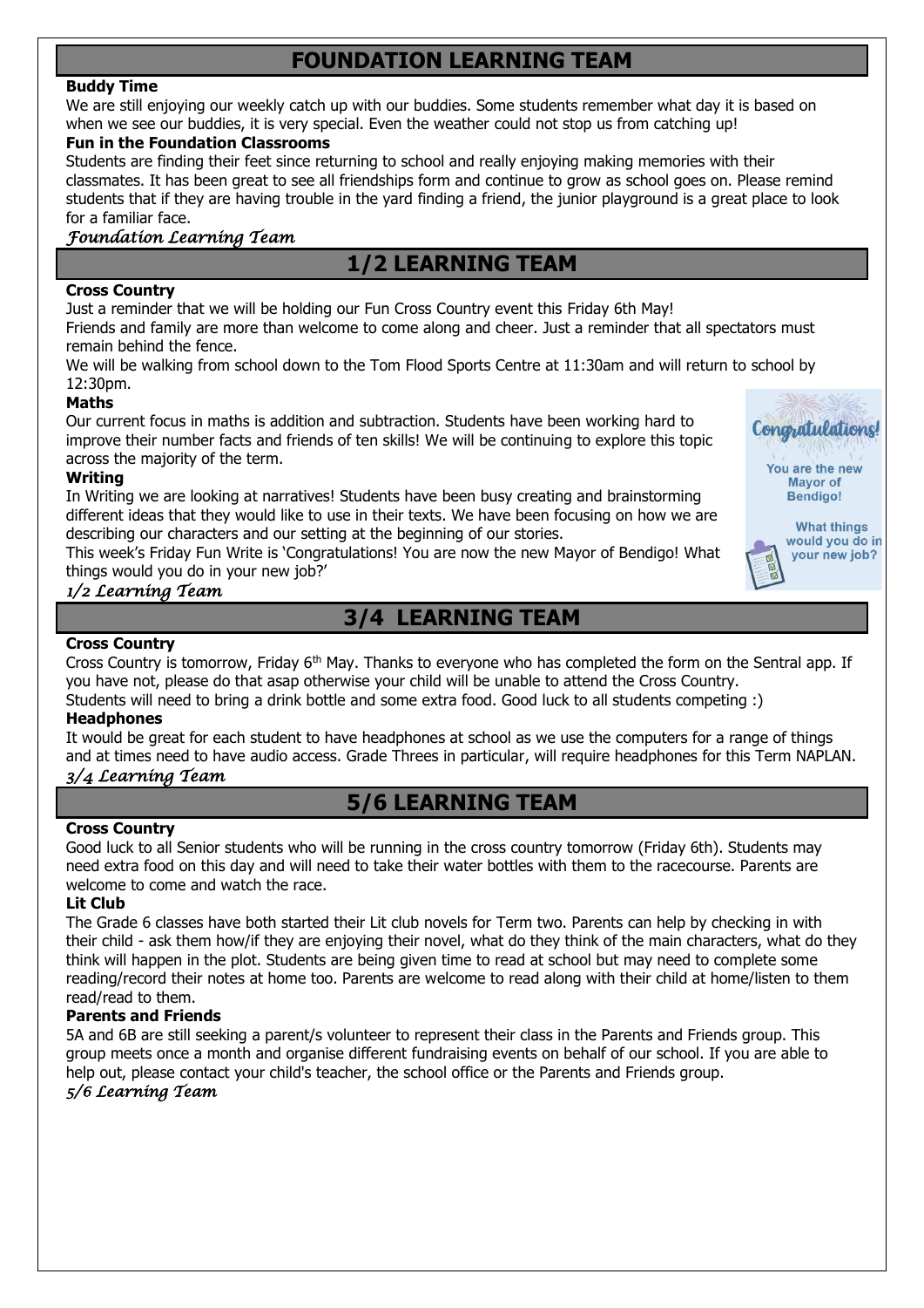## FOUNDATION LEARNING TEAM

**Buddy Time**

We are still enjoying our weekly catch up with our buddies. Some students remember what day it is based on when we see our buddies, it is very special. Even the weather could not stop us from catching up!

**Fun in the Foundation Classrooms**

Students are finding their feet since returning to school and really enjoying making memories with their classmates. It has been great to see all friendships form and continue to grow as school goes on. Please remind students that if they are having trouble in the yard finding a friend, the junior playground is a great place to look for a familiar face.

*Foundation Learning Team*

## 1/2 LEARNING TEAM

**Cross Country**

Just a reminder that we will be holding our Fun Cross Country event this Friday 6th May!

Friends and family are more than welcome to come along and cheer. Just a reminder that all spectators must remain behind the fence.

We will be walking from school down to the Tom Flood Sports Centre at 11:30am and will return to school by 12:30pm.

**Maths**

Our current focus in maths is addition and subtraction. Students have been working hard to improve their number facts and friends of ten skills! We will be continuing to explore this topic across the majority of the term.

**Writing**

In Writing we are looking at narratives! Students have been busy creating and brainstorming different ideas that they would like to use in their texts. We have been focusing on how we are describing our characters and our setting at the beginning of our stories.

This week's Friday Fun Write is 'Congratulations! You are now the new Mayor of Bendigo! What things would you do in your new job?'

Congratulations! You are the new Mayor of Bendigo! What things would you do in your new job?

*1/2 Learning Team*

## 3/4 LEARNING TEAM

**Cross Country**

Cross Country is tomorrow, Friday 6th May. Thanks to everyone who has completed the form on the Sentral app. If you have not, please do that asap otherwise your child will be unable to attend the Cross Country.

Students will need to bring a drink bottle and some extra food. Good luck to all students competing :)

**Headphones**

It would be great for each student to have headphones at school as we use the computers for a range of things and at times need to have audio access. Grade Threes in particular, will require headphones for this Term NAPLAN.

*3/4 Learning Team*

## 5/6 LEARNING TEAM

**Cross Country**

Good luck to all Senior students who will be running in the cross country tomorrow (Friday 6th). Students may need extra food on this day and will need to take their water bottles with them to the racecourse. Parents are welcome to come and watch the race.

**Lit Club**

The Grade 6 classes have both started their Lit club novels for Term two. Parents can help by checking in with their child - ask them how/if they are enjoying their novel, what do they think of the main characters, what do they think will happen in the plot. Students are being given time to read at school but may need to complete some reading/record their notes at home too. Parents are welcome to read along with their child at home/listen to them read/read to them.

**Parents and Friends**

5A and 6B are still seeking a parent/s volunteer to represent their class in the Parents and Friends group. This group meets once a month and organise different fundraising events on behalf of our school. If you are able to help out, please contact your child's teacher, the school office or the Parents and Friends group.

*5/6 Learning Team*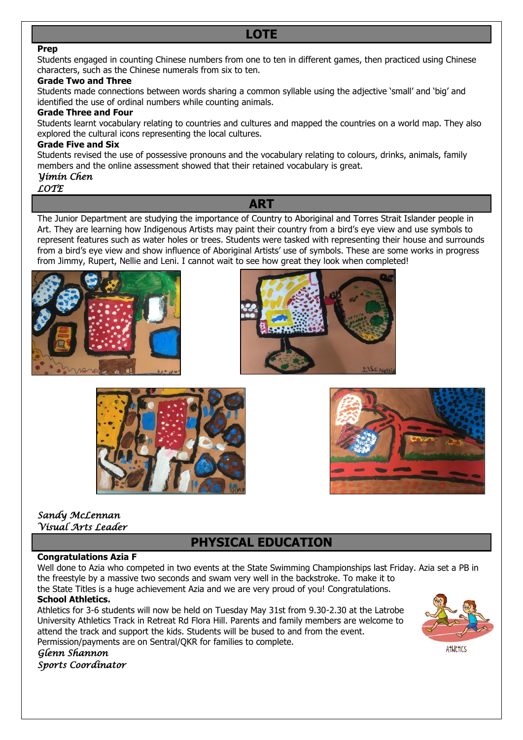## LOTE

**Prep**

Students engaged in counting Chinese numbers from one to ten in different games, then practiced using Chinese characters, such as the Chinese numerals from six to ten.

**Grade Two and Three**

Students made connections between words sharing a common syllable using the adjective 'small' and 'big' and identified the use of ordinal numbers while counting animals.

**Grade Three and Four**

Students learnt vocabulary relating to countries and cultures and mapped the countries on a world map. They also explored the cultural icons representing the local cultures.

**Grade Five and Six**

Students revised the use of possessive pronouns and the vocabulary relating to colours, drinks, animals, family members and the online assessment showed that their retained vocabulary is great.

*Yimin Chen*
*LOTE*

## ART

The Junior Department are studying the importance of Country to Aboriginal and Torres Strait Islander people in Art. They are learning how Indigenous Artists may paint their country from a bird's eye view and use symbols to represent features such as water holes or trees. Students were tasked with representing their house and surrounds from a bird's eye view and show influence of Aboriginal Artists' use of symbols. These are some works in progress from Jimmy, Rupert, Nellie and Leni. I cannot wait to see how great they look when completed!

*Sandy McLennan*
*Visual Arts Leader*

## PHYSICAL EDUCATION

**Congratulations Azia F**

Well done to Azia who competed in two events at the State Swimming Championships last Friday. Azia set a PB in the freestyle by a massive two seconds and swam very well in the backstroke. To make it to the State Titles is a huge achievement Azia and we are very proud of you! Congratulations.

**School Athletics.**

Athletics for 3-6 students will now be held on Tuesday May 31st from 9.30-2.30 at the Latrobe University Athletics Track in Retreat Rd Flora Hill. Parents and family members are welcome to attend the track and support the kids. Students will be bused to and from the event. Permission/payments are on Sentral/QKR for families to complete.

*Glenn Shannon*
*Sports Coordinator*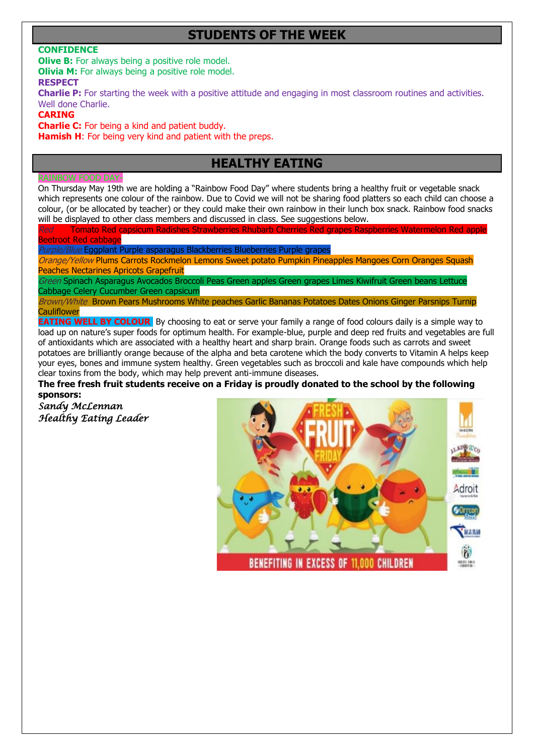## STUDENTS OF THE WEEK

**CONFIDENCE**

**Olive B:** For always being a positive role model.

**Olivia M:** For always being a positive role model.

**RESPECT**

**Charlie P:** For starting the week with a positive attitude and engaging in most classroom routines and activities. Well done Charlie.

**CARING**

**Charlie C:** For being a kind and patient buddy.

**Hamish H**: For being very kind and patient with the preps.

## HEALTHY EATING

RAINBOW FOOD DAY

On Thursday May 19th we are holding a "Rainbow Food Day" where students bring a healthy fruit or vegetable snack which represents one colour of the rainbow. Due to Covid we will not be sharing food platters so each child can choose a colour, (or be allocated by teacher) or they could make their own rainbow in their lunch box snack. Rainbow food snacks will be displayed to other class members and discussed in class. See suggestions below.

*Red* Tomato Red capsicum Radishes Strawberries Rhubarb Cherries Red grapes Raspberries Watermelon Red apple Beetroot Red cabbage

*Purple/Blue* Eggplant Purple asparagus Blackberries Blueberries Purple grapes

*Orange/Yellow* Plums Carrots Rockmelon Lemons Sweet potato Pumpkin Pineapples Mangoes Corn Oranges Squash Peaches Nectarines Apricots Grapefruit

*Green* Spinach Asparagus Avocados Broccoli Peas Green apples Green grapes Limes Kiwifruit Green beans Lettuce Cabbage Celery Cucumber Green capsicum

*Brown/White* Brown Pears Mushrooms White peaches Garlic Bananas Potatoes Dates Onions Ginger Parsnips Turnip Cauliflower

**EATING WELL BY COLOUR** By choosing to eat or serve your family a range of food colours daily is a simple way to load up on nature's super foods for optimum health. For example-blue, purple and deep red fruits and vegetables are full of antioxidants which are associated with a healthy heart and sharp brain. Orange foods such as carrots and sweet potatoes are brilliantly orange because of the alpha and beta carotene which the body converts to Vitamin A helps keep your eyes, bones and immune system healthy. Green vegetables such as broccoli and kale have compounds which help clear toxins from the body, which may help prevent anti-immune diseases.

**The free fresh fruit students receive on a Friday is proudly donated to the school by the following sponsors:**

*Sandy McLennan*
*Healthy Eating Leader*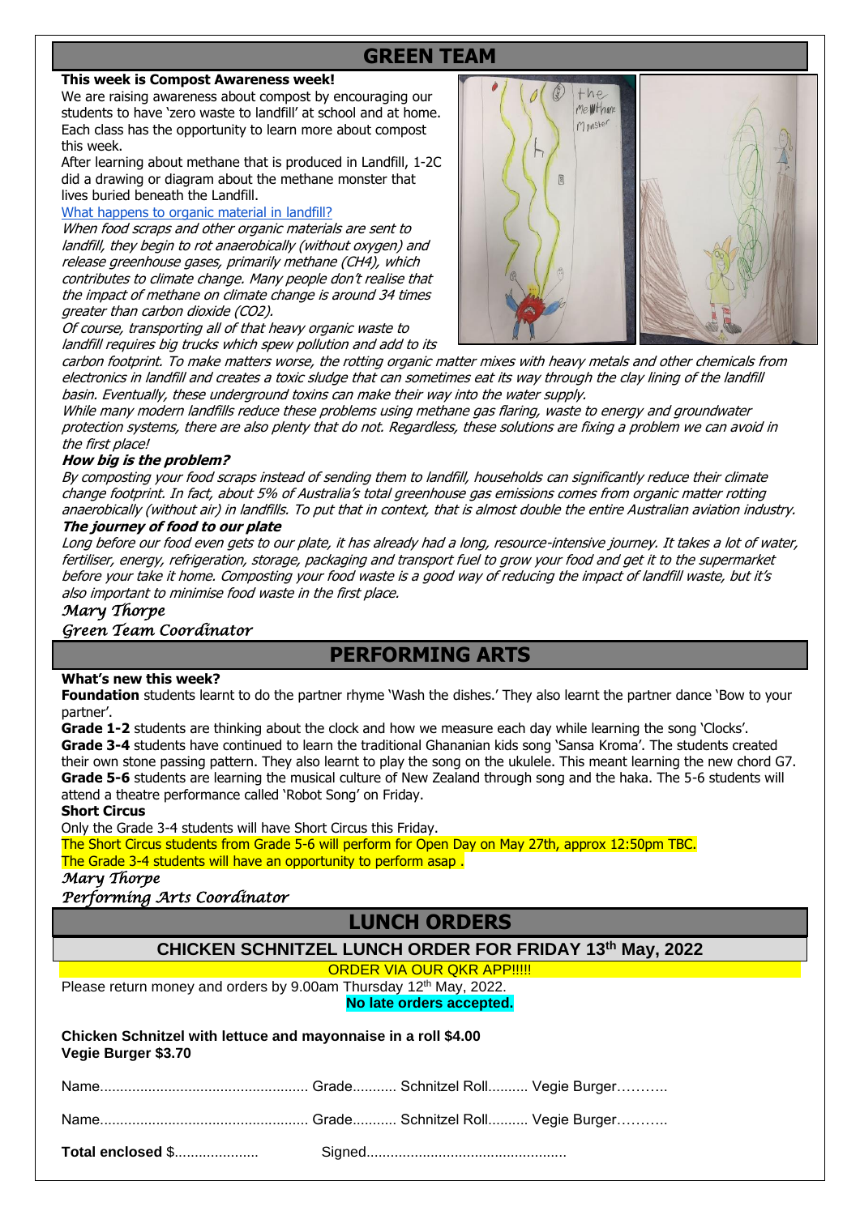# GREEN TEAM

**This week is Compost Awareness week!**

We are raising awareness about compost by encouraging our students to have 'zero waste to landfill' at school and at home. Each class has the opportunity to learn more about compost this week.

After learning about methane that is produced in Landfill, 1-2C did a drawing or diagram about the methane monster that lives buried beneath the Landfill.

What happens to organic material in landfill?

*When food scraps and other organic materials are sent to landfill, they begin to rot anaerobically (without oxygen) and release greenhouse gases, primarily methane ($CH_4$), which contributes to climate change. Many people don't realise that the impact of methane on climate change is around 34 times greater than carbon dioxide ($CO_2$).*

*Of course, transporting all of that heavy organic waste to landfill requires big trucks which spew pollution and add to its carbon footprint. To make matters worse, the rotting organic matter mixes with heavy metals and other chemicals from electronics in landfill and creates a toxic sludge that can sometimes eat its way through the clay lining of the landfill basin. Eventually, these underground toxins can make their way into the water supply.*

*While many modern landfills reduce these problems using methane gas flaring, waste to energy and groundwater protection systems, there are also plenty that do not. Regardless, these solutions are fixing a problem we can avoid in the first place!*

***How big is the problem?***

*By composting your food scraps instead of sending them to landfill, households can significantly reduce their climate change footprint. In fact, about 5% of Australia's total greenhouse gas emissions comes from organic matter rotting anaerobically (without air) in landfills. To put that in context, that is almost double the entire Australian aviation industry.*

***The journey of food to our plate***

*Long before our food even gets to our plate, it has already had a long, resource-intensive journey. It takes a lot of water, fertiliser, energy, refrigeration, storage, packaging and transport fuel to grow your food and get it to the supermarket before your take it home. Composting your food waste is a good way of reducing the impact of landfill waste, but it's also important to minimise food waste in the first place.*

*Mary Thorpe*
*Green Team Coordinator*

# PERFORMING ARTS

**What's new this week?**

**Foundation** students learnt to do the partner rhyme 'Wash the dishes.' They also learnt the partner dance 'Bow to your partner'.

**Grade 1-2** students are thinking about the clock and how we measure each day while learning the song 'Clocks'.

**Grade 3-4** students have continued to learn the traditional Ghananian kids song 'Sansa Kroma'. The students created their own stone passing pattern. They also learnt to play the song on the ukulele. This meant learning the new chord G7.

**Grade 5-6** students are learning the musical culture of New Zealand through song and the haka. The 5-6 students will attend a theatre performance called 'Robot Song' on Friday.

**Short Circus**

Only the Grade 3-4 students will have Short Circus this Friday.

The Short Circus students from Grade 5-6 will perform for Open Day on May 27th, approx 12:50pm TBC.

The Grade 3-4 students will have an opportunity to perform asap .

*Mary Thorpe*
*Performing Arts Coordinator*

# LUNCH ORDERS

## CHICKEN SCHNITZEL LUNCH ORDER FOR FRIDAY 13th May, 2022

ORDER VIA OUR QKR APP!!!!!

Please return money and orders by 9.00am Thursday 12th May, 2022.

**No late orders accepted.**

**Chicken Schnitzel with lettuce and mayonnaise in a roll $4.00**
**Vegie Burger $3.70**

Name.................................................... Grade........... Schnitzel Roll.......... Vegie Burger………..

Name.................................................... Grade........... Schnitzel Roll.......... Vegie Burger………..

**Total enclosed** $..................... Signed.................................................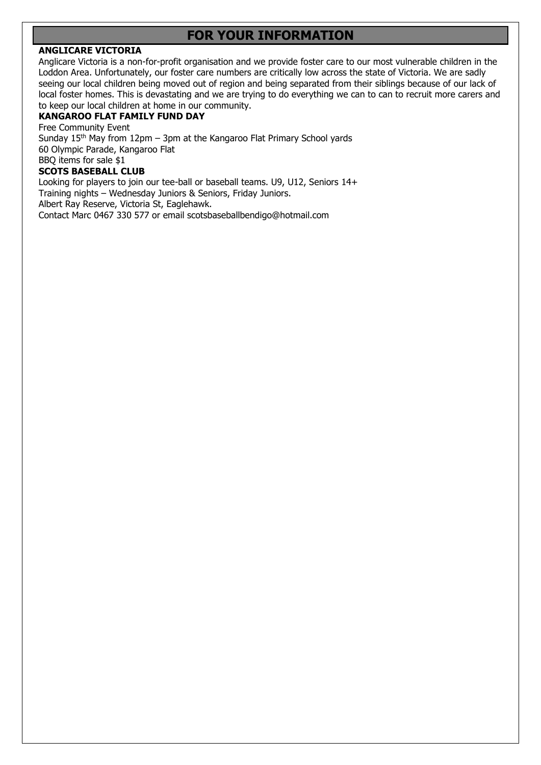# FOR YOUR INFORMATION

### ANGLICARE VICTORIA

Anglicare Victoria is a non-for-profit organisation and we provide foster care to our most vulnerable children in the Loddon Area. Unfortunately, our foster care numbers are critically low across the state of Victoria. We are sadly seeing our local children being moved out of region and being separated from their siblings because of our lack of local foster homes. This is devastating and we are trying to do everything we can to can to recruit more carers and to keep our local children at home in our community.

### KANGAROO FLAT FAMILY FUND DAY

Free Community Event
Sunday 15th May from 12pm – 3pm at the Kangaroo Flat Primary School yards
60 Olympic Parade, Kangaroo Flat
BBQ items for sale $1

### SCOTS BASEBALL CLUB

Looking for players to join our tee-ball or baseball teams. U9, U12, Seniors 14+
Training nights – Wednesday Juniors & Seniors, Friday Juniors.
Albert Ray Reserve, Victoria St, Eaglehawk.
Contact Marc 0467 330 577 or email scotsbaseballbendigo@hotmail.com